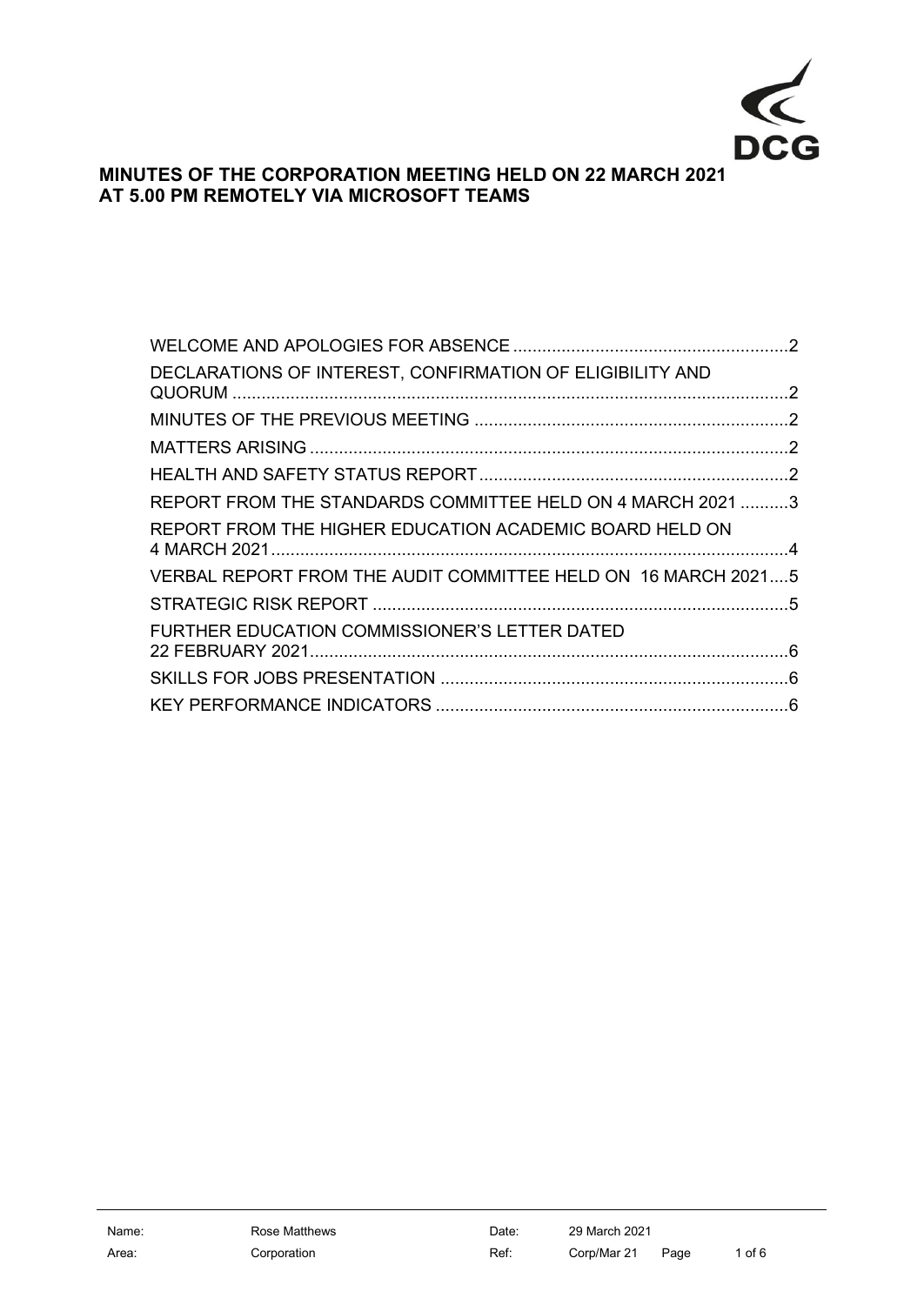DCG

# MINUTES OF THE CORPORATION MEETING HELD ON 22 MARCH 2021 AT 5.00 PM REMOTELY VIA MICROSOFT TEAMS

WELCOME AND APOLOGIES FOR ABSENCE ........................................................2

DECLARATIONS OF INTEREST, CONFIRMATION OF ELIGIBILITY AND QUORUM ........................................................2

MINUTES OF THE PREVIOUS MEETING ........................................................2

MATTERS ARISING ........................................................2

HEALTH AND SAFETY STATUS REPORT ........................................................2

REPORT FROM THE STANDARDS COMMITTEE HELD ON 4 MARCH 2021 ..........3

REPORT FROM THE HIGHER EDUCATION ACADEMIC BOARD HELD ON 4 MARCH 2021 ........................................................4

VERBAL REPORT FROM THE AUDIT COMMITTEE HELD ON 16 MARCH 2021....5

STRATEGIC RISK REPORT ........................................................5

FURTHER EDUCATION COMMISSIONER'S LETTER DATED 22 FEBRUARY 2021 ........................................................6

SKILLS FOR JOBS PRESENTATION ........................................................6

KEY PERFORMANCE INDICATORS ........................................................6

| Name: | Rose Matthews | Date: | 29 March 2021 |
|---|---|---|---|
| Area: | Corporation | Ref: | Corp/Mar 21 |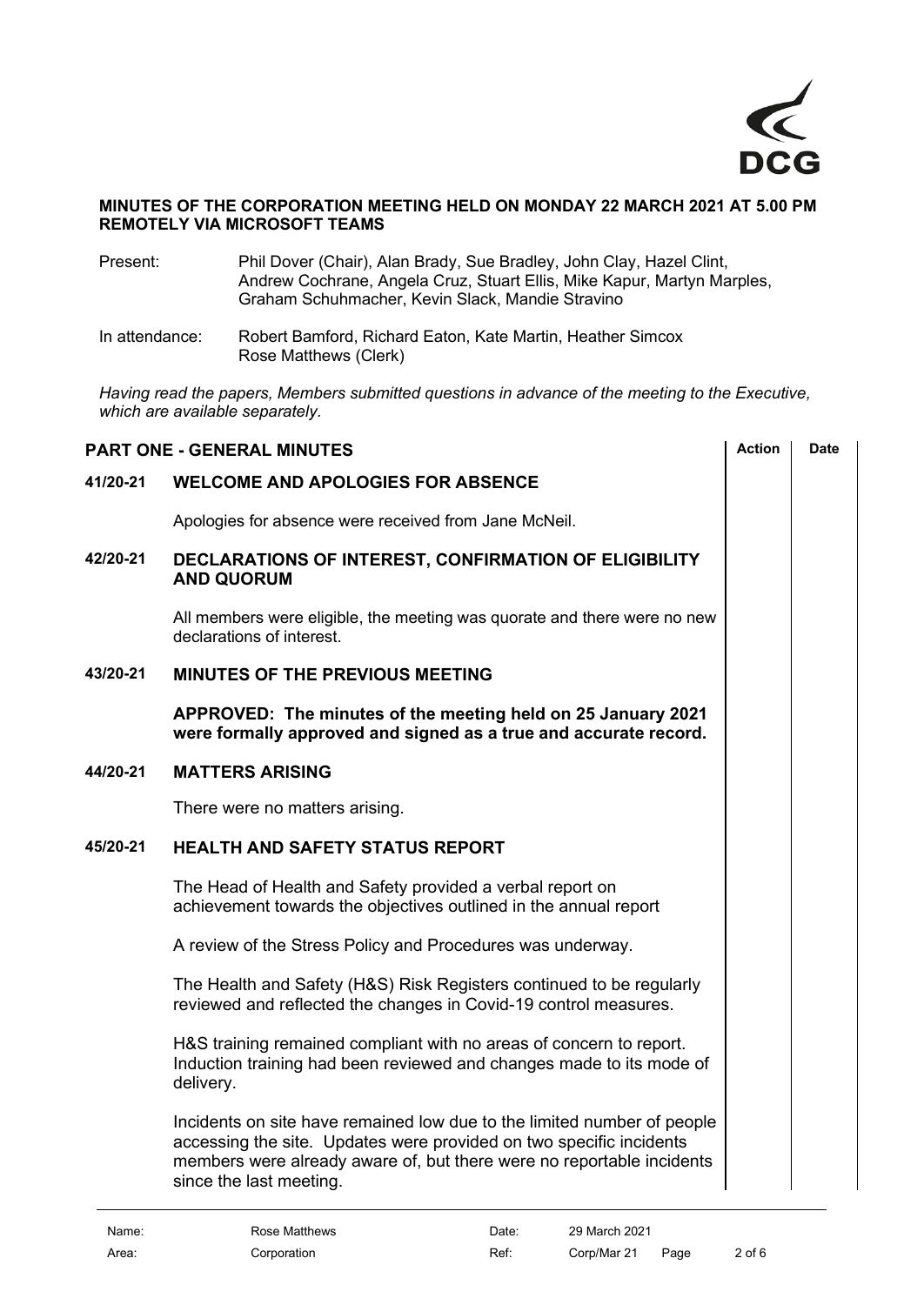**MINUTES OF THE CORPORATION MEETING HELD ON MONDAY 22 MARCH 2021 AT 5.00 PM REMOTELY VIA MICROSOFT TEAMS**

Present: Phil Dover (Chair), Alan Brady, Sue Bradley, John Clay, Hazel Clint, Andrew Cochrane, Angela Cruz, Stuart Ellis, Mike Kapur, Martyn Marples, Graham Schuhmacher, Kevin Slack, Mandie Stravino

In attendance: Robert Bamford, Richard Eaton, Kate Martin, Heather Simcox, Rose Matthews (Clerk)

*Having read the papers, Members submitted questions in advance of the meeting to the Executive, which are available separately.*

## PART ONE - GENERAL MINUTES

| | | Action | Date |
|---|---|---|---|

### 41/20-21 WELCOME AND APOLOGIES FOR ABSENCE

Apologies for absence were received from Jane McNeil.

### 42/20-21 DECLARATIONS OF INTEREST, CONFIRMATION OF ELIGIBILITY AND QUORUM

All members were eligible, the meeting was quorate and there were no new declarations of interest.

### 43/20-21 MINUTES OF THE PREVIOUS MEETING

**APPROVED: The minutes of the meeting held on 25 January 2021 were formally approved and signed as a true and accurate record.**

### 44/20-21 MATTERS ARISING

There were no matters arising.

### 45/20-21 HEALTH AND SAFETY STATUS REPORT

The Head of Health and Safety provided a verbal report on achievement towards the objectives outlined in the annual report

A review of the Stress Policy and Procedures was underway.

The Health and Safety (H&S) Risk Registers continued to be regularly reviewed and reflected the changes in Covid-19 control measures.

H&S training remained compliant with no areas of concern to report. Induction training had been reviewed and changes made to its mode of delivery.

Incidents on site have remained low due to the limited number of people accessing the site. Updates were provided on two specific incidents members were already aware of, but there were no reportable incidents since the last meeting.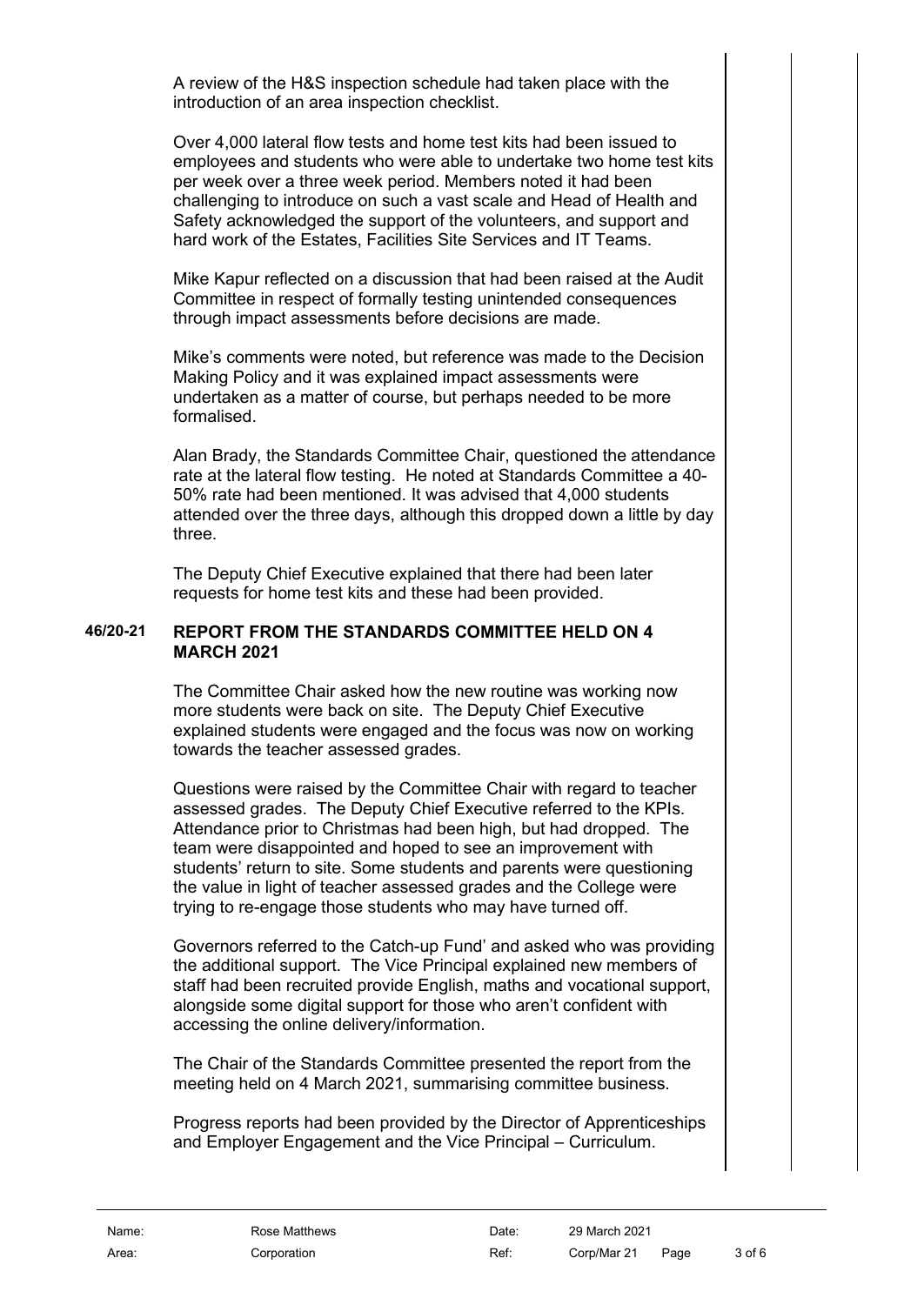A review of the H&S inspection schedule had taken place with the introduction of an area inspection checklist.

Over 4,000 lateral flow tests and home test kits had been issued to employees and students who were able to undertake two home test kits per week over a three week period. Members noted it had been challenging to introduce on such a vast scale and Head of Health and Safety acknowledged the support of the volunteers, and support and hard work of the Estates, Facilities Site Services and IT Teams.

Mike Kapur reflected on a discussion that had been raised at the Audit Committee in respect of formally testing unintended consequences through impact assessments before decisions are made.

Mike's comments were noted, but reference was made to the Decision Making Policy and it was explained impact assessments were undertaken as a matter of course, but perhaps needed to be more formalised.

Alan Brady, the Standards Committee Chair, questioned the attendance rate at the lateral flow testing. He noted at Standards Committee a 40-50% rate had been mentioned. It was advised that 4,000 students attended over the three days, although this dropped down a little by day three.

The Deputy Chief Executive explained that there had been later requests for home test kits and these had been provided.

## 46/20-21 REPORT FROM THE STANDARDS COMMITTEE HELD ON 4 MARCH 2021

The Committee Chair asked how the new routine was working now more students were back on site. The Deputy Chief Executive explained students were engaged and the focus was now on working towards the teacher assessed grades.

Questions were raised by the Committee Chair with regard to teacher assessed grades. The Deputy Chief Executive referred to the KPIs. Attendance prior to Christmas had been high, but had dropped. The team were disappointed and hoped to see an improvement with students' return to site. Some students and parents were questioning the value in light of teacher assessed grades and the College were trying to re-engage those students who may have turned off.

Governors referred to the Catch-up Fund' and asked who was providing the additional support. The Vice Principal explained new members of staff had been recruited provide English, maths and vocational support, alongside some digital support for those who aren't confident with accessing the online delivery/information.

The Chair of the Standards Committee presented the report from the meeting held on 4 March 2021, summarising committee business.

Progress reports had been provided by the Director of Apprenticeships and Employer Engagement and the Vice Principal – Curriculum.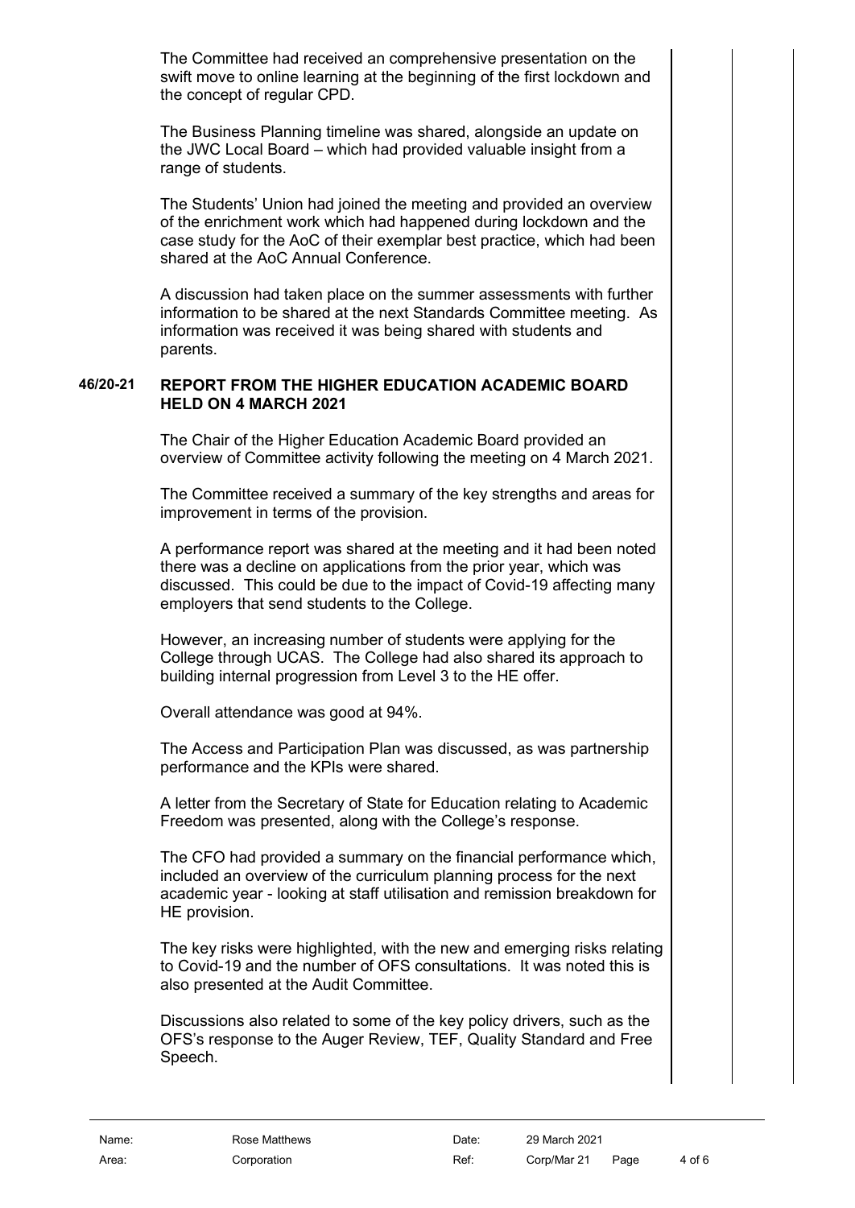The Committee had received an comprehensive presentation on the swift move to online learning at the beginning of the first lockdown and the concept of regular CPD.

The Business Planning timeline was shared, alongside an update on the JWC Local Board – which had provided valuable insight from a range of students.

The Students' Union had joined the meeting and provided an overview of the enrichment work which had happened during lockdown and the case study for the AoC of their exemplar best practice, which had been shared at the AoC Annual Conference.

A discussion had taken place on the summer assessments with further information to be shared at the next Standards Committee meeting. As information was received it was being shared with students and parents.

**46/20-21 REPORT FROM THE HIGHER EDUCATION ACADEMIC BOARD HELD ON 4 MARCH 2021**

The Chair of the Higher Education Academic Board provided an overview of Committee activity following the meeting on 4 March 2021.

The Committee received a summary of the key strengths and areas for improvement in terms of the provision.

A performance report was shared at the meeting and it had been noted there was a decline on applications from the prior year, which was discussed. This could be due to the impact of Covid-19 affecting many employers that send students to the College.

However, an increasing number of students were applying for the College through UCAS. The College had also shared its approach to building internal progression from Level 3 to the HE offer.

Overall attendance was good at 94%.

The Access and Participation Plan was discussed, as was partnership performance and the KPIs were shared.

A letter from the Secretary of State for Education relating to Academic Freedom was presented, along with the College's response.

The CFO had provided a summary on the financial performance which, included an overview of the curriculum planning process for the next academic year - looking at staff utilisation and remission breakdown for HE provision.

The key risks were highlighted, with the new and emerging risks relating to Covid-19 and the number of OFS consultations. It was noted this is also presented at the Audit Committee.

Discussions also related to some of the key policy drivers, such as the OFS's response to the Auger Review, TEF, Quality Standard and Free Speech.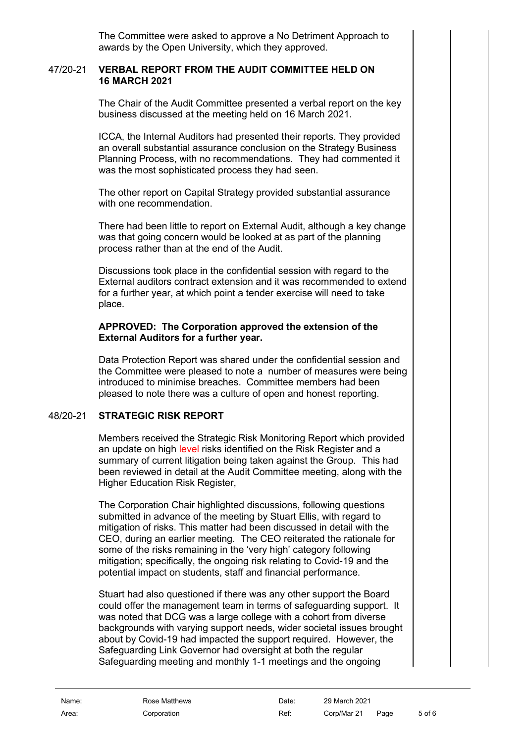The Committee were asked to approve a No Detriment Approach to awards by the Open University, which they approved.

## 47/20-21 VERBAL REPORT FROM THE AUDIT COMMITTEE HELD ON 16 MARCH 2021

The Chair of the Audit Committee presented a verbal report on the key business discussed at the meeting held on 16 March 2021.

ICCA, the Internal Auditors had presented their reports. They provided an overall substantial assurance conclusion on the Strategy Business Planning Process, with no recommendations. They had commented it was the most sophisticated process they had seen.

The other report on Capital Strategy provided substantial assurance with one recommendation.

There had been little to report on External Audit, although a key change was that going concern would be looked at as part of the planning process rather than at the end of the Audit.

Discussions took place in the confidential session with regard to the External auditors contract extension and it was recommended to extend for a further year, at which point a tender exercise will need to take place.

**APPROVED: The Corporation approved the extension of the External Auditors for a further year.**

Data Protection Report was shared under the confidential session and the Committee were pleased to note a number of measures were being introduced to minimise breaches. Committee members had been pleased to note there was a culture of open and honest reporting.

## 48/20-21 STRATEGIC RISK REPORT

Members received the Strategic Risk Monitoring Report which provided an update on high level risks identified on the Risk Register and a summary of current litigation being taken against the Group. This had been reviewed in detail at the Audit Committee meeting, along with the Higher Education Risk Register,

The Corporation Chair highlighted discussions, following questions submitted in advance of the meeting by Stuart Ellis, with regard to mitigation of risks. This matter had been discussed in detail with the CEO, during an earlier meeting. The CEO reiterated the rationale for some of the risks remaining in the 'very high' category following mitigation; specifically, the ongoing risk relating to Covid-19 and the potential impact on students, staff and financial performance.

Stuart had also questioned if there was any other support the Board could offer the management team in terms of safeguarding support. It was noted that DCG was a large college with a cohort from diverse backgrounds with varying support needs, wider societal issues brought about by Covid-19 had impacted the support required. However, the Safeguarding Link Governor had oversight at both the regular Safeguarding meeting and monthly 1-1 meetings and the ongoing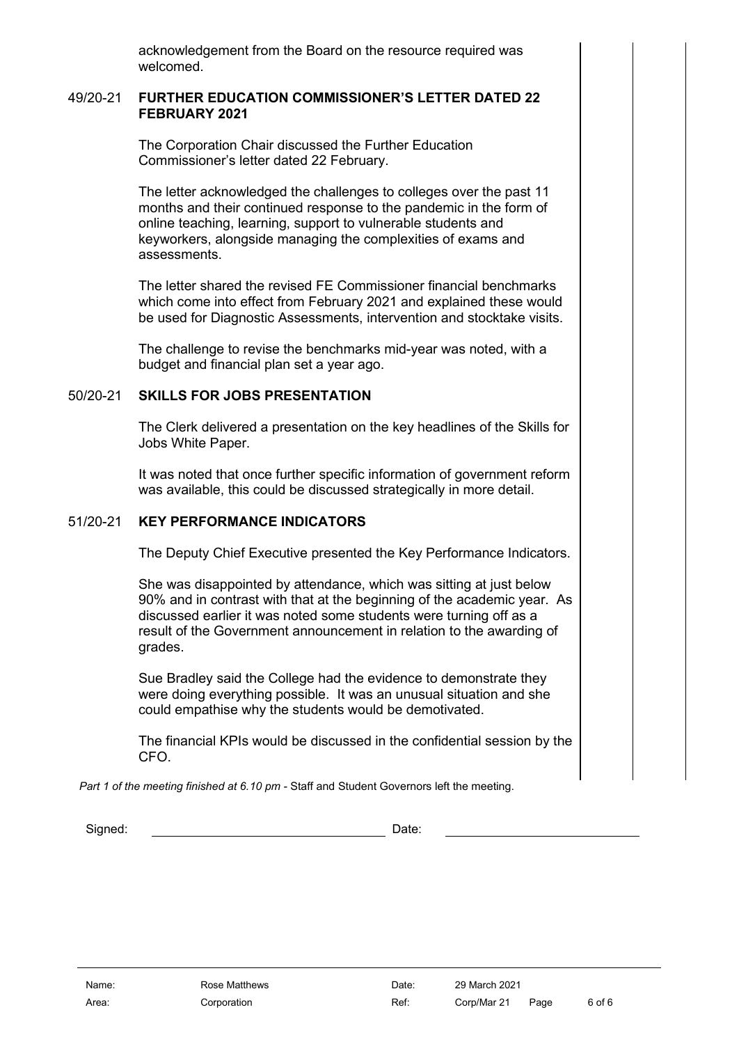acknowledgement from the Board on the resource required was welcomed.

**49/20-21 FURTHER EDUCATION COMMISSIONER'S LETTER DATED 22 FEBRUARY 2021**

The Corporation Chair discussed the Further Education Commissioner's letter dated 22 February.

The letter acknowledged the challenges to colleges over the past 11 months and their continued response to the pandemic in the form of online teaching, learning, support to vulnerable students and keyworkers, alongside managing the complexities of exams and assessments.

The letter shared the revised FE Commissioner financial benchmarks which come into effect from February 2021 and explained these would be used for Diagnostic Assessments, intervention and stocktake visits.

The challenge to revise the benchmarks mid-year was noted, with a budget and financial plan set a year ago.

**50/20-21 SKILLS FOR JOBS PRESENTATION**

The Clerk delivered a presentation on the key headlines of the Skills for Jobs White Paper.

It was noted that once further specific information of government reform was available, this could be discussed strategically in more detail.

**51/20-21 KEY PERFORMANCE INDICATORS**

The Deputy Chief Executive presented the Key Performance Indicators.

She was disappointed by attendance, which was sitting at just below 90% and in contrast with that at the beginning of the academic year. As discussed earlier it was noted some students were turning off as a result of the Government announcement in relation to the awarding of grades.

Sue Bradley said the College had the evidence to demonstrate they were doing everything possible. It was an unusual situation and she could empathise why the students would be demotivated.

The financial KPIs would be discussed in the confidential session by the CFO.

*Part 1 of the meeting finished at 6.10 pm* - Staff and Student Governors left the meeting.

Signed: \_\_\_\_\_\_\_\_\_\_\_\_\_\_\_\_\_\_\_\_\_\_\_\_\_\_\_\_ Date: \_\_\_\_\_\_\_\_\_\_\_\_\_\_\_\_\_\_\_\_\_\_\_\_

| | | | |
|---|---|---|---|
| Name: | Rose Matthews | Date: | 29 March 2021 |
| Area: | Corporation | Ref: | Corp/Mar 21 |